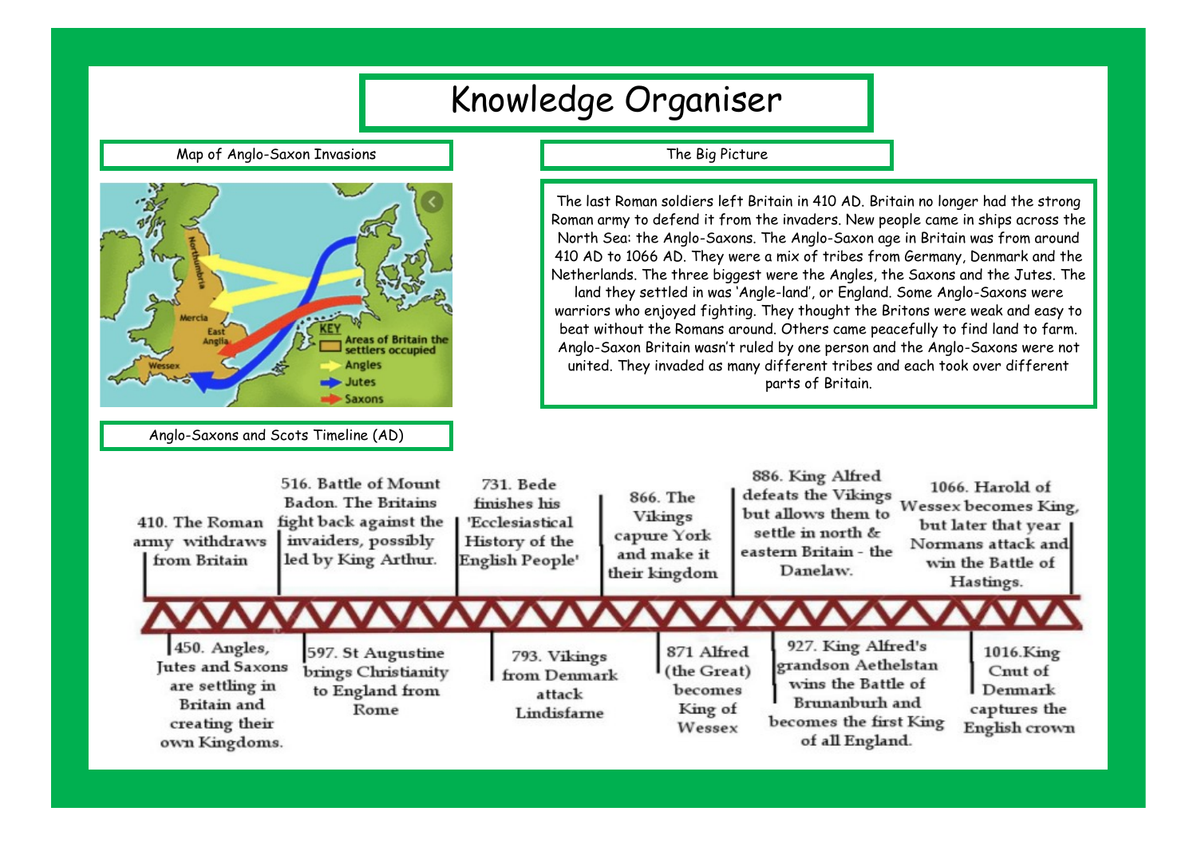# Knowledge Organiser

## Map of Anglo-Saxon Invasions

Northumbria
Mercia
East Anglia
Wessex

KEY
- Areas of Britain the settlers occupied
- Angles
- Jutes
- Saxons

## The Big Picture

The last Roman soldiers left Britain in 410 AD. Britain no longer had the strong Roman army to defend it from the invaders. New people came in ships across the North Sea: the Anglo-Saxons. The Anglo-Saxon age in Britain was from around 410 AD to 1066 AD. They were a mix of tribes from Germany, Denmark and the Netherlands. The three biggest were the Angles, the Saxons and the Jutes. The land they settled in was 'Angle-land', or England. Some Anglo-Saxons were warriors who enjoyed fighting. They thought the Britons were weak and easy to beat without the Romans around. Others came peacefully to find land to farm. Anglo-Saxon Britain wasn't ruled by one person and the Anglo-Saxons were not united. They invaded as many different tribes and each took over different parts of Britain.

## Anglo-Saxons and Scots Timeline (AD)

- 410. The Roman army withdraws from Britain
- 450. Angles, Jutes and Saxons are settling in Britain and creating their own Kingdoms.
- 516. Battle of Mount Badon. The Britains fight back against the invaders, possibly led by King Arthur.
- 597. St Augustine brings Christianity to England from Rome
- 731. Bede finishes his 'Ecclesiastical History of the English People'
- 793. Vikings from Denmark attack Lindisfarne
- 866. The Vikings capure York and make it their kingdom
- 871 Alfred (the Great) becomes King of Wessex
- 886. King Alfred defeats the Vikings but allows them to settle in north & eastern Britain - the Danelaw.
- 927. King Alfred's grandson Aethelstan wins the Battle of Brunanburh and becomes the first King of all England.
- 1016. King Cnut of Denmark captures the English crown
- 1066. Harold of Wessex becomes King, but later that year Normans attack and win the Battle of Hastings.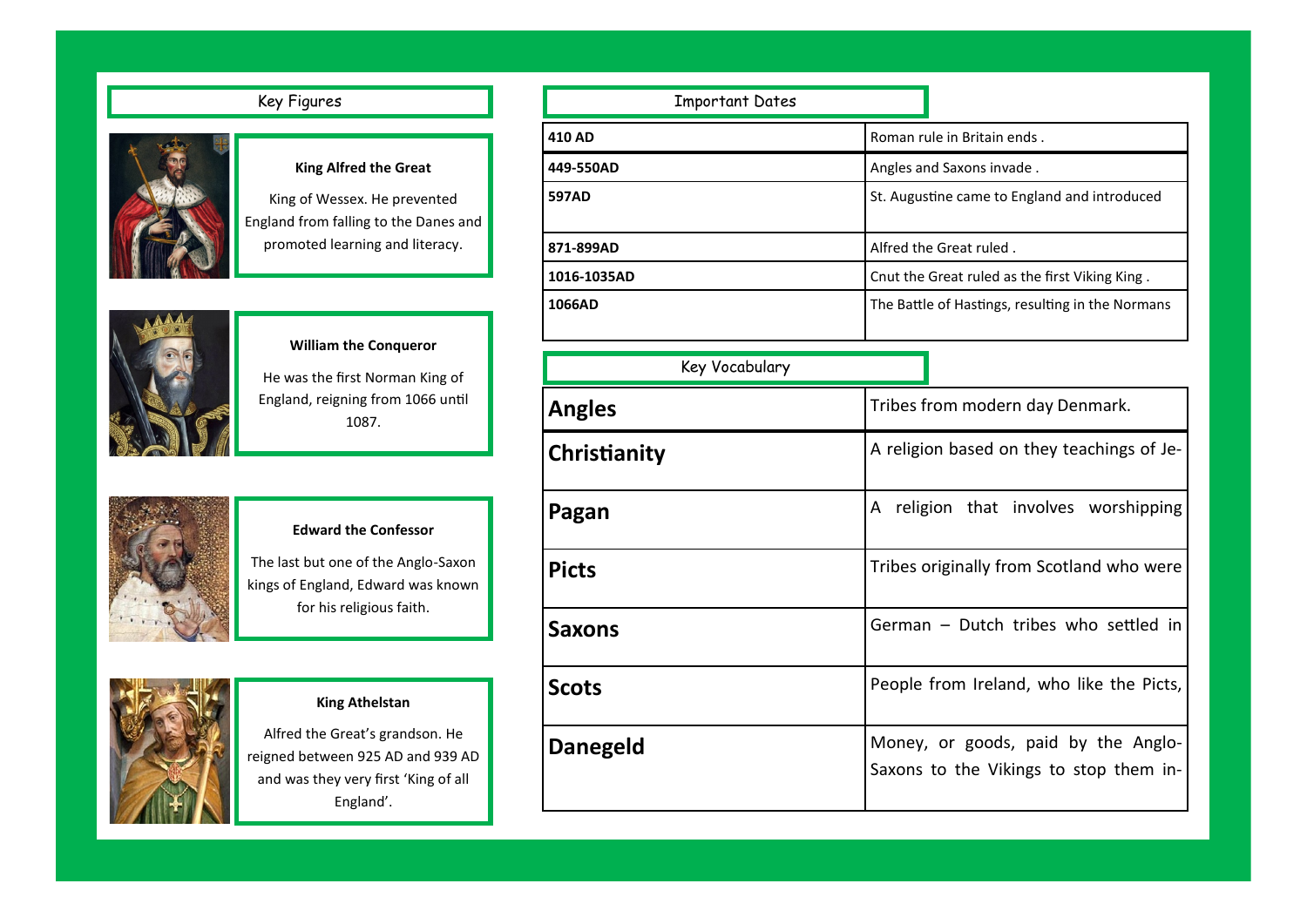## Key Figures

**King Alfred the Great**

King of Wessex. He prevented England from falling to the Danes and promoted learning and literacy.

**William the Conqueror**

He was the first Norman King of England, reigning from 1066 until 1087.

**Edward the Confessor**

The last but one of the Anglo-Saxon kings of England, Edward was known for his religious faith.

**King Athelstan**

Alfred the Great's grandson. He reigned between 925 AD and 939 AD and was they very first 'King of all England'.

## Important Dates

| | |
|---|---|
| **410 AD** | Roman rule in Britain ends . |
| **449-550AD** | Angles and Saxons invade . |
| **597AD** | St. Augustine came to England and introduced |
| **871-899AD** | Alfred the Great ruled . |
| **1016-1035AD** | Cnut the Great ruled as the first Viking King . |
| **1066AD** | The Battle of Hastings, resulting in the Normans |

## Key Vocabulary

| | |
|---|---|
| **Angles** | Tribes from modern day Denmark. |
| **Christianity** | A religion based on they teachings of Je- |
| **Pagan** | A religion that involves worshipping |
| **Picts** | Tribes originally from Scotland who were |
| **Saxons** | German – Dutch tribes who settled in |
| **Scots** | People from Ireland, who like the Picts, |
| **Danegeld** | Money, or goods, paid by the Anglo-Saxons to the Vikings to stop them in- |